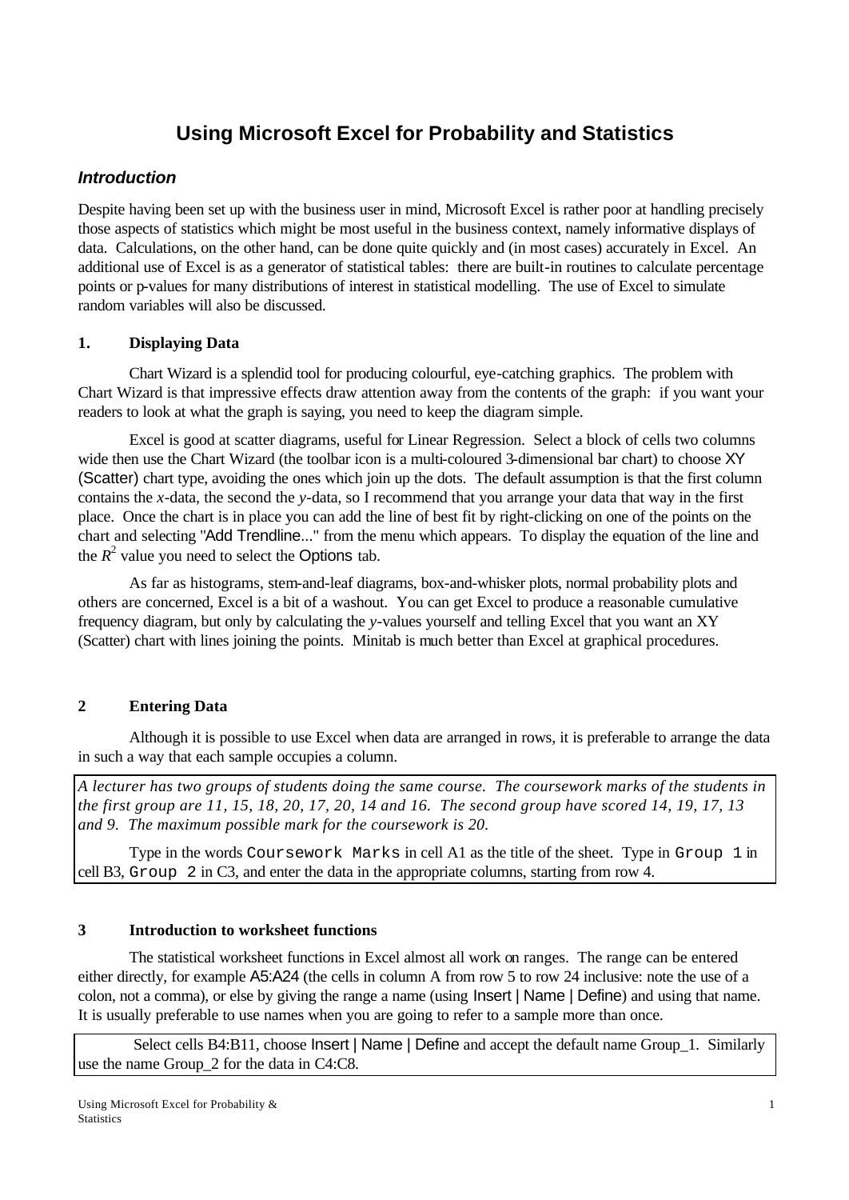# Using Microsoft Excel for Probability and Statistics

## *Introduction*

Despite having been set up with the business user in mind, Microsoft Excel is rather poor at handling precisely those aspects of statistics which might be most useful in the business context, namely informative displays of data. Calculations, on the other hand, can be done quite quickly and (in most cases) accurately in Excel. An additional use of Excel is as a generator of statistical tables: there are built-in routines to calculate percentage points or p-values for many distributions of interest in statistical modelling. The use of Excel to simulate random variables will also be discussed.

### 1. Displaying Data

Chart Wizard is a splendid tool for producing colourful, eye-catching graphics. The problem with Chart Wizard is that impressive effects draw attention away from the contents of the graph: if you want your readers to look at what the graph is saying, you need to keep the diagram simple.

Excel is good at scatter diagrams, useful for Linear Regression. Select a block of cells two columns wide then use the Chart Wizard (the toolbar icon is a multi-coloured 3-dimensional bar chart) to choose XY (Scatter) chart type, avoiding the ones which join up the dots. The default assumption is that the first column contains the *x*-data, the second the *y*-data, so I recommend that you arrange your data that way in the first place. Once the chart is in place you can add the line of best fit by right-clicking on one of the points on the chart and selecting "Add Trendline..." from the menu which appears. To display the equation of the line and the $R^2$ value you need to select the Options tab.

As far as histograms, stem-and-leaf diagrams, box-and-whisker plots, normal probability plots and others are concerned, Excel is a bit of a washout. You can get Excel to produce a reasonable cumulative frequency diagram, but only by calculating the *y*-values yourself and telling Excel that you want an XY (Scatter) chart with lines joining the points. Minitab is much better than Excel at graphical procedures.

### 2 Entering Data

Although it is possible to use Excel when data are arranged in rows, it is preferable to arrange the data in such a way that each sample occupies a column.

*A lecturer has two groups of students doing the same course. The coursework marks of the students in the first group are 11, 15, 18, 20, 17, 20, 14 and 16. The second group have scored 14, 19, 17, 13 and 9. The maximum possible mark for the coursework is 20.*

Type in the words `Coursework Marks` in cell A1 as the title of the sheet. Type in `Group 1` in cell B3, `Group 2` in C3, and enter the data in the appropriate columns, starting from row 4.

### 3 Introduction to worksheet functions

The statistical worksheet functions in Excel almost all work on ranges. The range can be entered either directly, for example A5:A24 (the cells in column A from row 5 to row 24 inclusive: note the use of a colon, not a comma), or else by giving the range a name (using Insert | Name | Define) and using that name. It is usually preferable to use names when you are going to refer to a sample more than once.

Select cells B4:B11, choose Insert | Name | Define and accept the default name Group_1. Similarly use the name Group_2 for the data in C4:C8.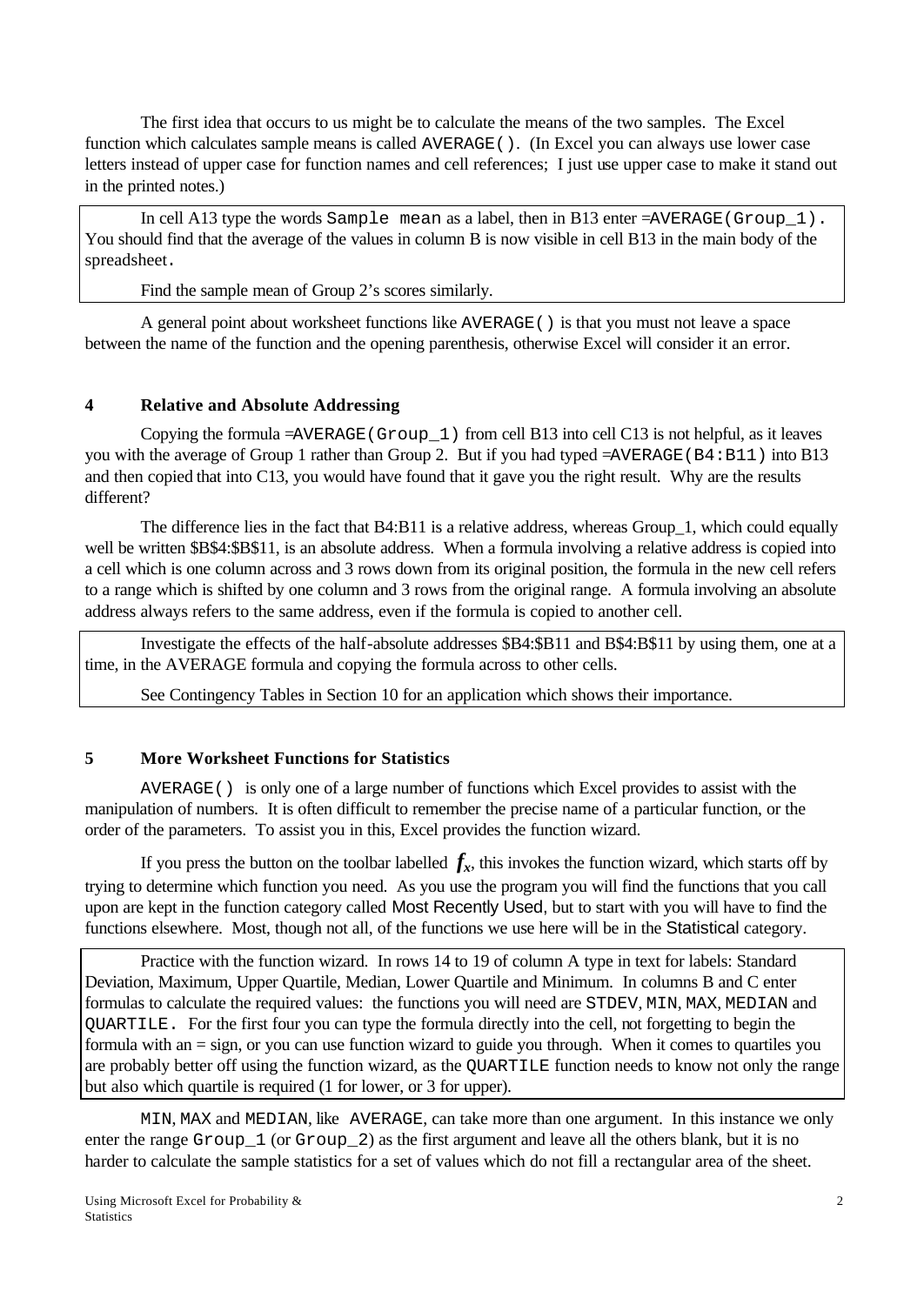The first idea that occurs to us might be to calculate the means of the two samples. The Excel function which calculates sample means is called `AVERAGE()`. (In Excel you can always use lower case letters instead of upper case for function names and cell references; I just use upper case to make it stand out in the printed notes.)

> In cell A13 type the words `Sample mean` as a label, then in B13 enter =`AVERAGE(Group_1)`. You should find that the average of the values in column B is now visible in cell B13 in the main body of the spreadsheet.
>
> Find the sample mean of Group 2's scores similarly.

A general point about worksheet functions like `AVERAGE()` is that you must not leave a space between the name of the function and the opening parenthesis, otherwise Excel will consider it an error.

## 4 Relative and Absolute Addressing

Copying the formula =`AVERAGE(Group_1)` from cell B13 into cell C13 is not helpful, as it leaves you with the average of Group 1 rather than Group 2. But if you had typed =`AVERAGE(B4:B11)` into B13 and then copied that into C13, you would have found that it gave you the right result. Why are the results different?

The difference lies in the fact that B4:B11 is a relative address, whereas Group_1, which could equally well be written $B$4:$B$11, is an absolute address. When a formula involving a relative address is copied into a cell which is one column across and 3 rows down from its original position, the formula in the new cell refers to a range which is shifted by one column and 3 rows from the original range. A formula involving an absolute address always refers to the same address, even if the formula is copied to another cell.

> Investigate the effects of the half-absolute addresses $B4:$B11 and B$4:B$11 by using them, one at a time, in the AVERAGE formula and copying the formula across to other cells.
>
> See Contingency Tables in Section 10 for an application which shows their importance.

## 5 More Worksheet Functions for Statistics

`AVERAGE()` is only one of a large number of functions which Excel provides to assist with the manipulation of numbers. It is often difficult to remember the precise name of a particular function, or the order of the parameters. To assist you in this, Excel provides the function wizard.

If you press the button on the toolbar labelled $f_x$, this invokes the function wizard, which starts off by trying to determine which function you need. As you use the program you will find the functions that you call upon are kept in the function category called Most Recently Used, but to start with you will have to find the functions elsewhere. Most, though not all, of the functions we use here will be in the Statistical category.

> Practice with the function wizard. In rows 14 to 19 of column A type in text for labels: Standard Deviation, Maximum, Upper Quartile, Median, Lower Quartile and Minimum. In columns B and C enter formulas to calculate the required values: the functions you will need are `STDEV`, `MIN`, `MAX`, `MEDIAN` and `QUARTILE`. For the first four you can type the formula directly into the cell, not forgetting to begin the formula with an = sign, or you can use function wizard to guide you through. When it comes to quartiles you are probably better off using the function wizard, as the `QUARTILE` function needs to know not only the range but also which quartile is required (1 for lower, or 3 for upper).

`MIN`, `MAX` and `MEDIAN`, like `AVERAGE`, can take more than one argument. In this instance we only enter the range `Group_1` (or `Group_2`) as the first argument and leave all the others blank, but it is no harder to calculate the sample statistics for a set of values which do not fill a rectangular area of the sheet.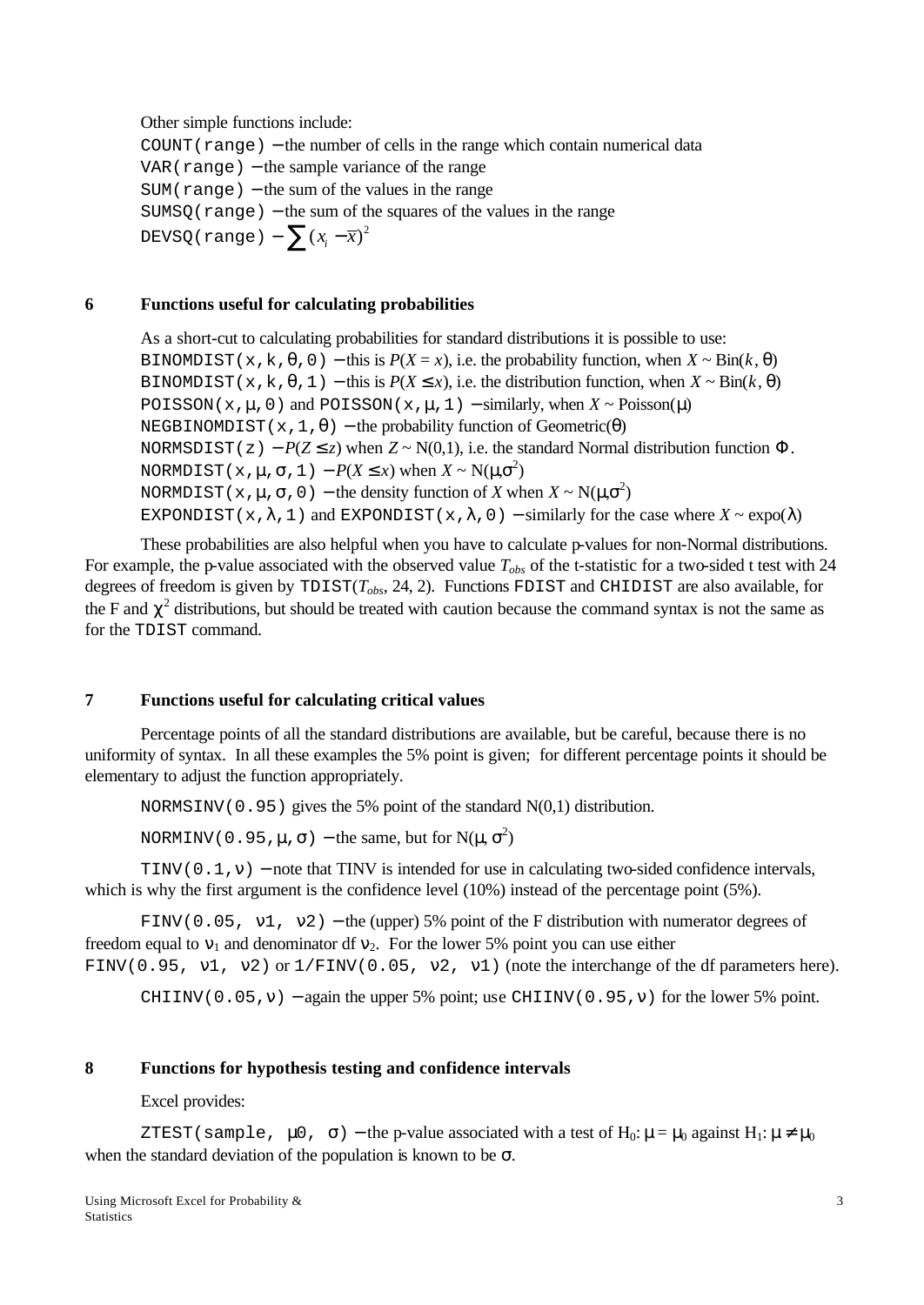Other simple functions include:

`COUNT(range)` – the number of cells in the range which contain numerical data
`VAR(range)` – the sample variance of the range
`SUM(range)` – the sum of the values in the range
`SUMSQ(range)` – the sum of the squares of the values in the range
`DEVSQ(range)` – $\sum (x_i - \bar{x})^2$

## 6 Functions useful for calculating probabilities

As a short-cut to calculating probabilities for standard distributions it is possible to use:

`BINOMDIST(x,k,θ,0)` – this is $P(X = x)$, i.e. the probability function, when $X \sim \text{Bin}(k, \theta)$
`BINOMDIST(x,k,θ,1)` – this is $P(X \leq x)$, i.e. the distribution function, when $X \sim \text{Bin}(k, \theta)$
`POISSON(x,μ,0)` and `POISSON(x,μ,1)` – similarly, when $X \sim \text{Poisson}(\mu)$
`NEGBINOMDIST(x,1,θ)` – the probability function of Geometric($\theta$)
`NORMSDIST(z)` – $P(Z \leq z)$ when $Z \sim N(0,1)$, i.e. the standard Normal distribution function $\Phi$.
`NORMDIST(x,μ,σ,1)` – $P(X \leq x)$ when $X \sim N(\mu,\sigma^2)$
`NORMDIST(x,μ,σ,0)` – the density function of $X$ when $X \sim N(\mu,\sigma^2)$
`EXPONDIST(x,λ,1)` and `EXPONDIST(x,λ,0)` – similarly for the case where $X \sim \text{expo}(\lambda)$

These probabilities are also helpful when you have to calculate p-values for non-Normal distributions. For example, the p-value associated with the observed value $T_{obs}$ of the t-statistic for a two-sided t test with 24 degrees of freedom is given by `TDIST(`$T_{obs}$`, 24, 2)`. Functions `FDIST` and `CHIDIST` are also available, for the F and $\chi^2$ distributions, but should be treated with caution because the command syntax is not the same as for the `TDIST` command.

## 7 Functions useful for calculating critical values

Percentage points of all the standard distributions are available, but be careful, because there is no uniformity of syntax. In all these examples the 5% point is given; for different percentage points it should be elementary to adjust the function appropriately.

`NORMSINV(0.95)` gives the 5% point of the standard N(0,1) distribution.

`NORMINV(0.95,μ,σ)` – the same, but for $N(\mu, \sigma^2)$

`TINV(0.1,ν)` – note that TINV is intended for use in calculating two-sided confidence intervals, which is why the first argument is the confidence level (10%) instead of the percentage point (5%).

`FINV(0.05, ν1, ν2)` – the (upper) 5% point of the F distribution with numerator degrees of freedom equal to $\nu_1$ and denominator df $\nu_2$. For the lower 5% point you can use either `FINV(0.95, ν1, ν2)` or `1/FINV(0.05, ν2, ν1)` (note the interchange of the df parameters here).

`CHIINV(0.05,ν)` – again the upper 5% point; use `CHIINV(0.95,ν)` for the lower 5% point.

## 8 Functions for hypothesis testing and confidence intervals

Excel provides:

`ZTEST(sample, μ0, σ)` – the p-value associated with a test of $H_0$: $\mu = \mu_0$ against $H_1$: $\mu \neq \mu_0$ when the standard deviation of the population is known to be $\sigma$.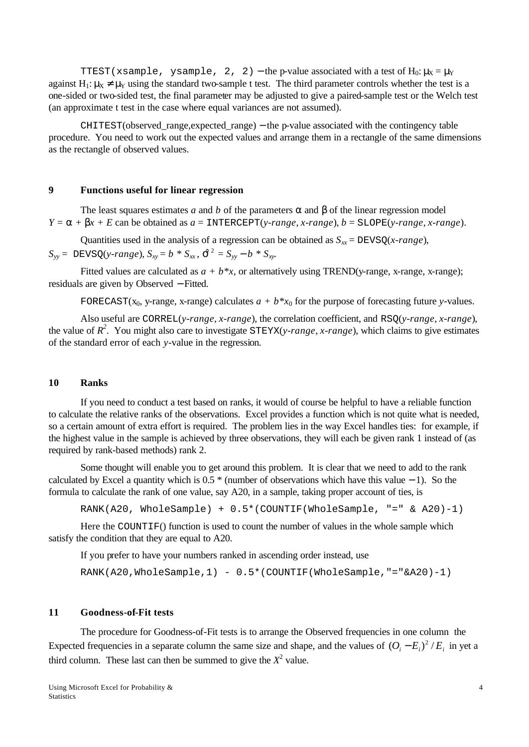TTEST(xsample, ysample, 2, 2) − the p-value associated with a test of $H_0: \mu_X = \mu_Y$ against $H_1: \mu_X \neq \mu_Y$ using the standard two-sample t test. The third parameter controls whether the test is a one-sided or two-sided test, the final parameter may be adjusted to give a paired-sample test or the Welch test (an approximate t test in the case where equal variances are not assumed).

CHITEST(observed_range,expected_range) − the p-value associated with the contingency table procedure. You need to work out the expected values and arrange them in a rectangle of the same dimensions as the rectangle of observed values.

## 9 Functions useful for linear regression

The least squares estimates $a$ and $b$ of the parameters $\alpha$ and $\beta$ of the linear regression model $Y = \alpha + \beta x + E$ can be obtained as $a$ = INTERCEPT(*y-range*, *x-range*), $b$ = SLOPE(*y-range*, *x-range*).

Quantities used in the analysis of a regression can be obtained as $S_{xx}$ = DEVSQ(*x-range*), $S_{yy}$ = DEVSQ(*y-range*), $S_{xy} = b * S_{xx}$, $\hat{\sigma}^2 = S_{yy} - b * S_{xy}$.

Fitted values are calculated as $a + b*x$, or alternatively using TREND(y-range, x-range, x-range); residuals are given by Observed − Fitted.

FORECAST($x_0$, y-range, x-range) calculates $a + b*x_0$ for the purpose of forecasting future *y*-values.

Also useful are CORREL(*y-range*, *x-range*), the correlation coefficient, and RSQ(*y-range*, *x-range*), the value of $R^2$. You might also care to investigate STEYX(*y-range*, *x-range*), which claims to give estimates of the standard error of each *y*-value in the regression.

## 10 Ranks

If you need to conduct a test based on ranks, it would of course be helpful to have a reliable function to calculate the relative ranks of the observations. Excel provides a function which is not quite what is needed, so a certain amount of extra effort is required. The problem lies in the way Excel handles ties: for example, if the highest value in the sample is achieved by three observations, they will each be given rank 1 instead of (as required by rank-based methods) rank 2.

Some thought will enable you to get around this problem. It is clear that we need to add to the rank calculated by Excel a quantity which is 0.5 * (number of observations which have this value − 1). So the formula to calculate the rank of one value, say A20, in a sample, taking proper account of ties, is

```
RANK(A20, WholeSample) + 0.5*(COUNTIF(WholeSample, "=" & A20)-1)
```

Here the COUNTIF() function is used to count the number of values in the whole sample which satisfy the condition that they are equal to A20.

If you prefer to have your numbers ranked in ascending order instead, use

```
RANK(A20,WholeSample,1) - 0.5*(COUNTIF(WholeSample,"="&A20)-1)
```

## 11 Goodness-of-Fit tests

The procedure for Goodness-of-Fit tests is to arrange the Observed frequencies in one column the Expected frequencies in a separate column the same size and shape, and the values of $(O_i - E_i)^2 / E_i$ in yet a third column. These last can then be summed to give the $X^2$ value.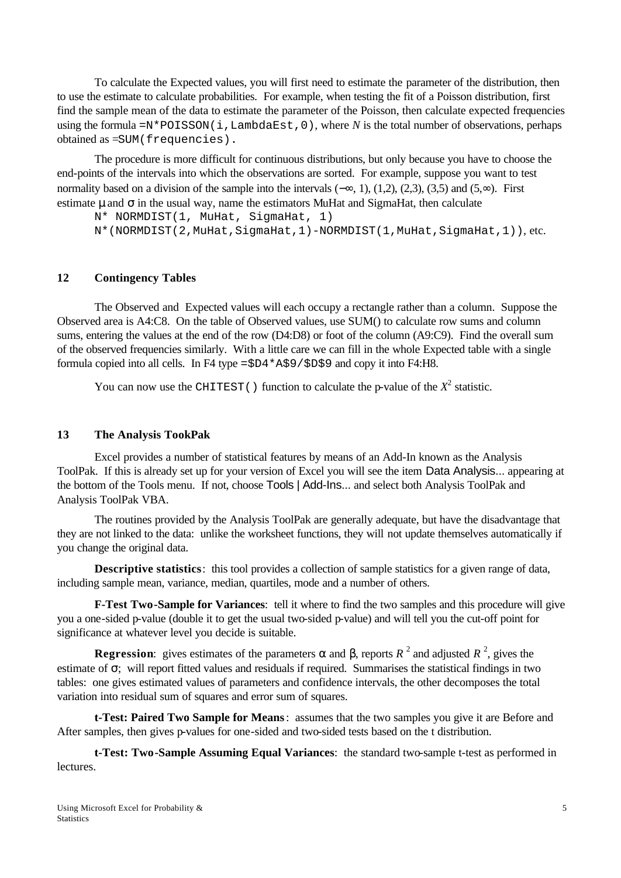To calculate the Expected values, you will first need to estimate the parameter of the distribution, then to use the estimate to calculate probabilities. For example, when testing the fit of a Poisson distribution, first find the sample mean of the data to estimate the parameter of the Poisson, then calculate expected frequencies using the formula `=N*POISSON(i,LambdaEst,0)`, where *N* is the total number of observations, perhaps obtained as `=SUM(frequencies)`.

The procedure is more difficult for continuous distributions, but only because you have to choose the end-points of the intervals into which the observations are sorted. For example, suppose you want to test normality based on a division of the sample into the intervals $(-\infty, 1)$, $(1,2)$, $(2,3)$, $(3,5)$ and $(5,\infty)$. First estimate $\mu$ and $\sigma$ in the usual way, name the estimators MuHat and SigmaHat, then calculate

```
N* NORMDIST(1, MuHat, SigmaHat, 1)
N*(NORMDIST(2,MuHat,SigmaHat,1)-NORMDIST(1,MuHat,SigmaHat,1)), etc.
```

## 12 Contingency Tables

The Observed and Expected values will each occupy a rectangle rather than a column. Suppose the Observed area is A4:C8. On the table of Observed values, use SUM() to calculate row sums and column sums, entering the values at the end of the row (D4:D8) or foot of the column (A9:C9). Find the overall sum of the observed frequencies similarly. With a little care we can fill in the whole Expected table with a single formula copied into all cells. In F4 type `=$D4*A$9/$D$9` and copy it into F4:H8.

You can now use the `CHITEST()` function to calculate the p-value of the $X^2$ statistic.

## 13 The Analysis TookPak

Excel provides a number of statistical features by means of an Add-In known as the Analysis ToolPak. If this is already set up for your version of Excel you will see the item Data Analysis... appearing at the bottom of the Tools menu. If not, choose Tools | Add-Ins... and select both Analysis ToolPak and Analysis ToolPak VBA.

The routines provided by the Analysis ToolPak are generally adequate, but have the disadvantage that they are not linked to the data: unlike the worksheet functions, they will not update themselves automatically if you change the original data.

**Descriptive statistics**: this tool provides a collection of sample statistics for a given range of data, including sample mean, variance, median, quartiles, mode and a number of others.

**F-Test Two-Sample for Variances**: tell it where to find the two samples and this procedure will give you a one-sided p-value (double it to get the usual two-sided p-value) and will tell you the cut-off point for significance at whatever level you decide is suitable.

**Regression**: gives estimates of the parameters $\alpha$ and $\beta$, reports $R^2$ and adjusted $R^2$, gives the estimate of $\sigma$; will report fitted values and residuals if required. Summarises the statistical findings in two tables: one gives estimated values of parameters and confidence intervals, the other decomposes the total variation into residual sum of squares and error sum of squares.

**t-Test: Paired Two Sample for Means**: assumes that the two samples you give it are Before and After samples, then gives p-values for one-sided and two-sided tests based on the t distribution.

**t-Test: Two-Sample Assuming Equal Variances**: the standard two-sample t-test as performed in lectures.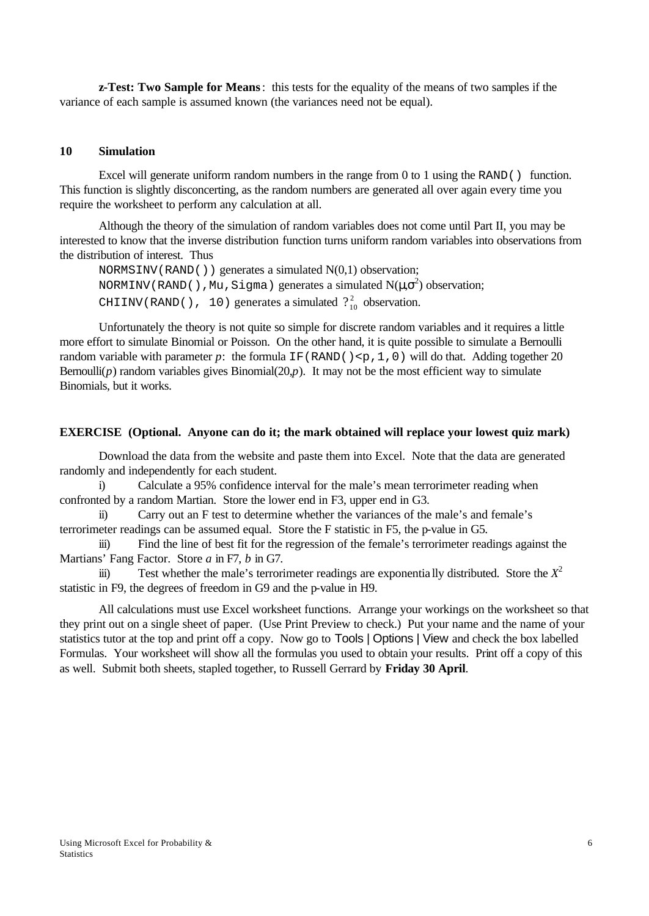**z-Test: Two Sample for Means**: this tests for the equality of the means of two samples if the variance of each sample is assumed known (the variances need not be equal).

## 10 Simulation

Excel will generate uniform random numbers in the range from 0 to 1 using the `RAND()` function. This function is slightly disconcerting, as the random numbers are generated all over again every time you require the worksheet to perform any calculation at all.

Although the theory of the simulation of random variables does not come until Part II, you may be interested to know that the inverse distribution function turns uniform random variables into observations from the distribution of interest. Thus

`NORMSINV(RAND())` generates a simulated N(0,1) observation;
`NORMINV(RAND(),Mu,Sigma)` generates a simulated $N(\mu,\sigma^2)$ observation;
`CHIINV(RAND(), 10)` generates a simulated $?^2_{10}$ observation.

Unfortunately the theory is not quite so simple for discrete random variables and it requires a little more effort to simulate Binomial or Poisson. On the other hand, it is quite possible to simulate a Bernoulli random variable with parameter $p$: the formula `IF(RAND()<p,1,0)` will do that. Adding together 20 Bernoulli($p$) random variables gives Binomial(20,$p$). It may not be the most efficient way to simulate Binomials, but it works.

## EXERCISE (Optional. Anyone can do it; the mark obtained will replace your lowest quiz mark)

Download the data from the website and paste them into Excel. Note that the data are generated randomly and independently for each student.

i) Calculate a 95% confidence interval for the male's mean terrorimeter reading when confronted by a random Martian. Store the lower end in F3, upper end in G3.

ii) Carry out an F test to determine whether the variances of the male's and female's terrorimeter readings can be assumed equal. Store the F statistic in F5, the p-value in G5.

iii) Find the line of best fit for the regression of the female's terrorimeter readings against the Martians' Fang Factor. Store $a$ in F7, $b$ in G7.

iii) Test whether the male's terrorimeter readings are exponentially distributed. Store the $X^2$ statistic in F9, the degrees of freedom in G9 and the p-value in H9.

All calculations must use Excel worksheet functions. Arrange your workings on the worksheet so that they print out on a single sheet of paper. (Use Print Preview to check.) Put your name and the name of your statistics tutor at the top and print off a copy. Now go to Tools | Options | View and check the box labelled Formulas. Your worksheet will show all the formulas you used to obtain your results. Print off a copy of this as well. Submit both sheets, stapled together, to Russell Gerrard by **Friday 30 April**.